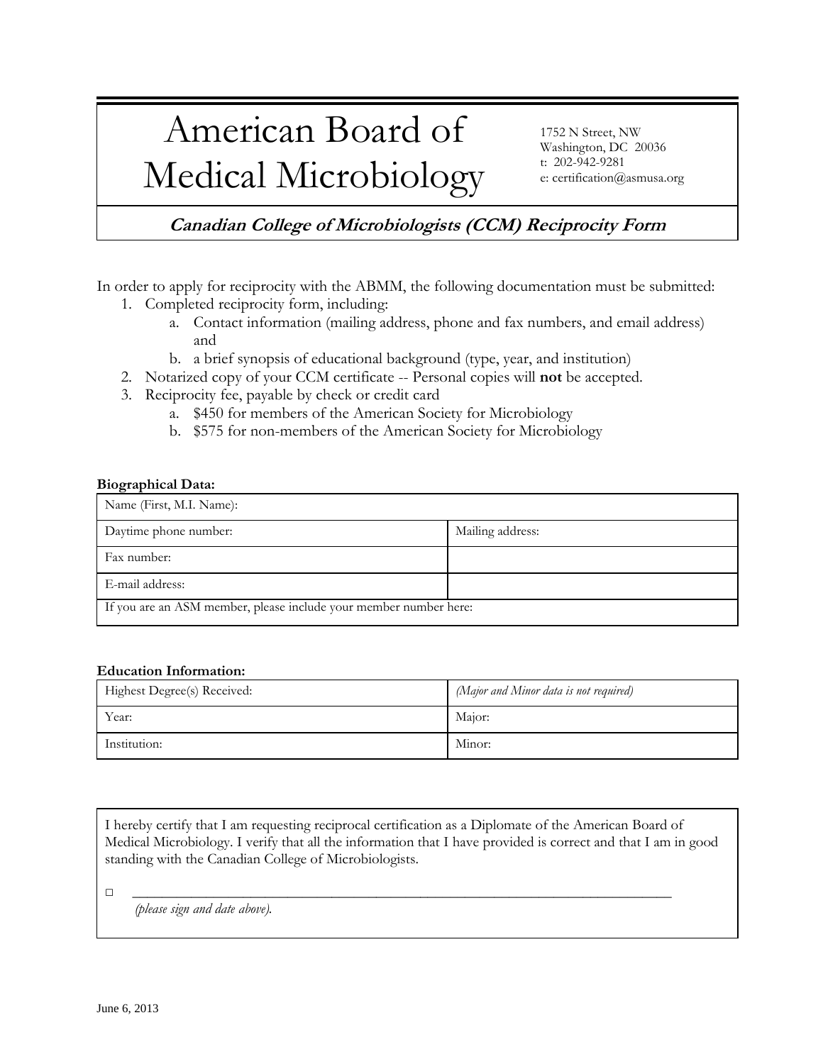# American Board of Medical Microbiology

1752 N Street, NW
Washington, DC 20036
t: 202-942-9281
e: certification@asmusa.org

## *Canadian College of Microbiologists (CCM) Reciprocity Form*

In order to apply for reciprocity with the ABMM, the following documentation must be submitted:

1. Completed reciprocity form, including:
   a. Contact information (mailing address, phone and fax numbers, and email address) and
   b. a brief synopsis of educational background (type, year, and institution)
2. Notarized copy of your CCM certificate -- Personal copies will **not** be accepted.
3. Reciprocity fee, payable by check or credit card
   a. $450 for members of the American Society for Microbiology
   b. $575 for non-members of the American Society for Microbiology

**Biographical Data:**

| Name (First, M.I. Name): | |
|---|---|
| Daytime phone number: | Mailing address: |
| Fax number: | |
| E-mail address: | |
| If you are an ASM member, please include your member number here: | |

**Education Information:**

| Highest Degree(s) Received: | *(Major and Minor data is not required)* |
|---|---|
| Year: | Major: |
| Institution: | Minor: |

I hereby certify that I am requesting reciprocal certification as a Diplomate of the American Board of Medical Microbiology. I verify that all the information that I have provided is correct and that I am in good standing with the Canadian College of Microbiologists.

□ ______________________________________________________________________

*(please sign and date above).*

June 6, 2013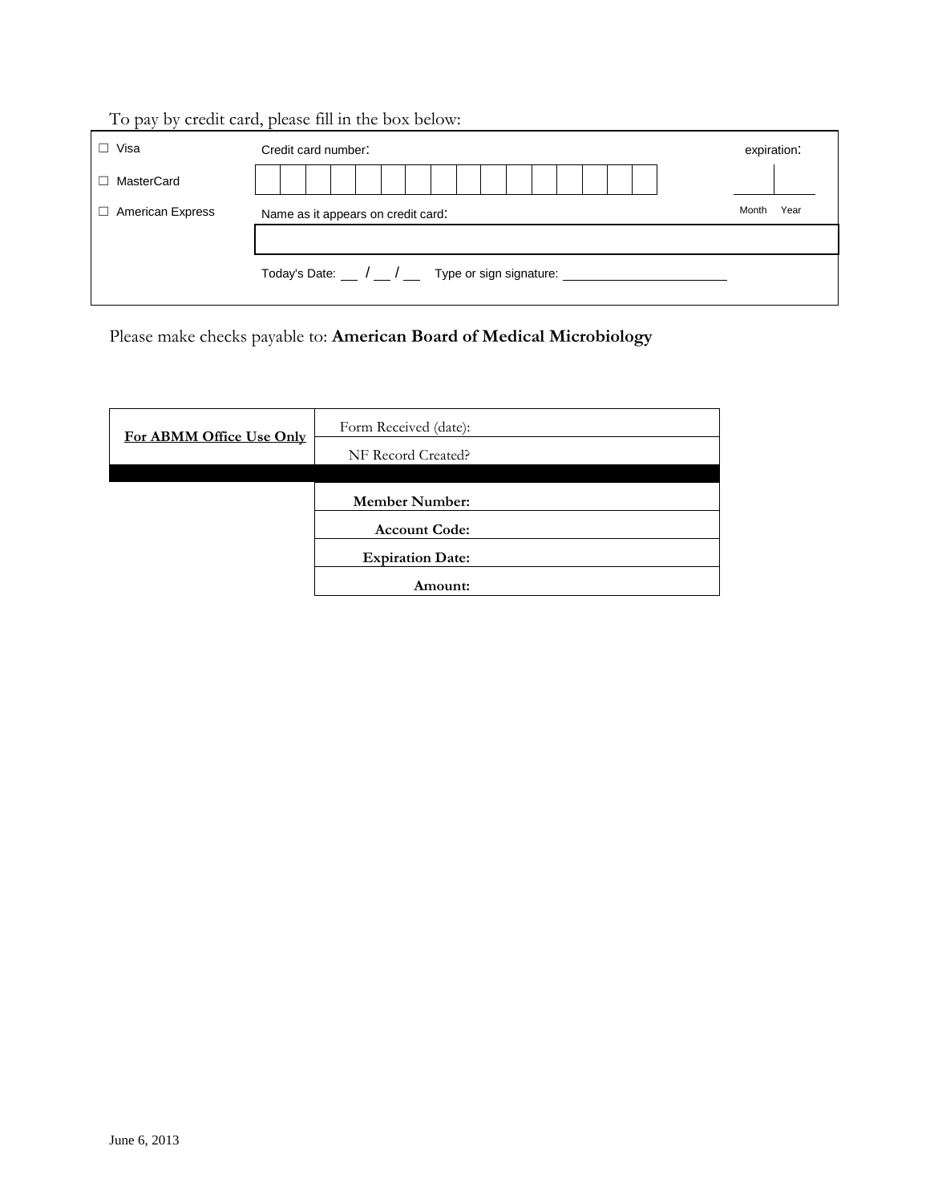To pay by credit card, please fill in the box below:

| | | |
|---|---|---|
| ☐ Visa | Credit card number: | expiration: |
| ☐ MasterCard | | Month Year |
| ☐ American Express | Name as it appears on credit card: | |
| | | |
| | Today's Date: __ / __ / __ Type or sign signature: ______________________ | |

Please make checks payable to: **American Board of Medical Microbiology**

| | |
|---|---|
| **For ABMM Office Use Only** | Form Received (date): |
| | NF Record Created? |
| | |
| | **Member Number:** |
| | **Account Code:** |
| | **Expiration Date:** |
| | **Amount:** |

June 6, 2013